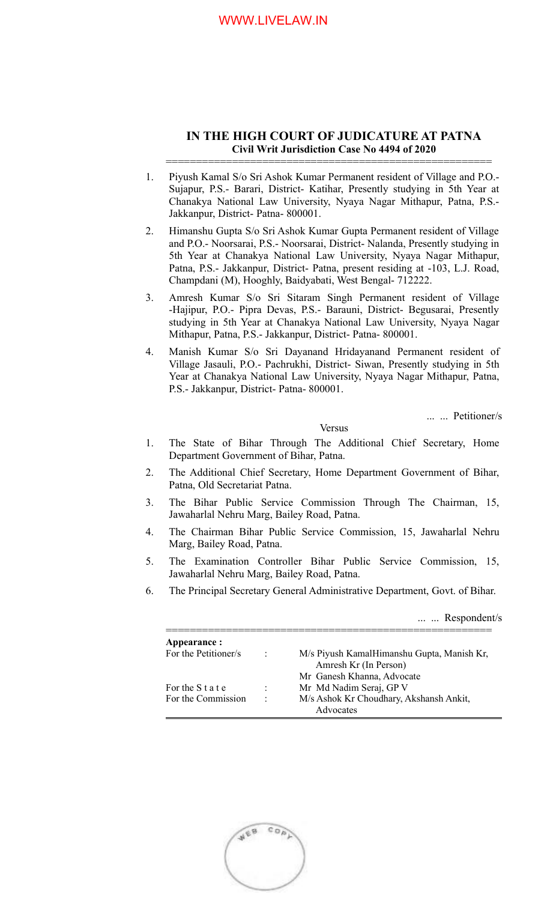# IN THE HIGH COURT OF JUDICATURE AT PATNA

## Civil Writ Jurisdiction Case No 4494 of 2020

======================================================

1. Piyush Kamal S/o Sri Ashok Kumar Permanent resident of Village and P.O.- Sujapur, P.S.- Barari, District- Katihar, Presently studying in 5th Year at Chanakya National Law University, Nyaya Nagar Mithapur, Patna, P.S.- Jakkanpur, District- Patna- 800001.
2. Himanshu Gupta S/o Sri Ashok Kumar Gupta Permanent resident of Village and P.O.- Noorsarai, P.S.- Noorsarai, District- Nalanda, Presently studying in 5th Year at Chanakya National Law University, Nyaya Nagar Mithapur, Patna, P.S.- Jakkanpur, District- Patna, present residing at -103, L.J. Road, Champdani (M), Hooghly, Baidyabati, West Bengal- 712222.
3. Amresh Kumar S/o Sri Sitaram Singh Permanent resident of Village -Hajipur, P.O.- Pipra Devas, P.S.- Barauni, District- Begusarai, Presently studying in 5th Year at Chanakya National Law University, Nyaya Nagar Mithapur, Patna, P.S.- Jakkanpur, District- Patna- 800001.
4. Manish Kumar S/o Sri Dayanand Hridayanand Permanent resident of Village Jasauli, P.O.- Pachrukhi, District- Siwan, Presently studying in 5th Year at Chanakya National Law University, Nyaya Nagar Mithapur, Patna, P.S.- Jakkanpur, District- Patna- 800001.

... ... Petitioner/s

Versus

1. The State of Bihar Through The Additional Chief Secretary, Home Department Government of Bihar, Patna.
2. The Additional Chief Secretary, Home Department Government of Bihar, Patna, Old Secretariat Patna.
3. The Bihar Public Service Commission Through The Chairman, 15, Jawaharlal Nehru Marg, Bailey Road, Patna.
4. The Chairman Bihar Public Service Commission, 15, Jawaharlal Nehru Marg, Bailey Road, Patna.
5. The Examination Controller Bihar Public Service Commission, 15, Jawaharlal Nehru Marg, Bailey Road, Patna.
6. The Principal Secretary General Administrative Department, Govt. of Bihar.

... ... Respondent/s

======================================================

**Appearance :**

| | | |
|---|---|---|
| For the Petitioner/s | : | M/s Piyush KamalHimanshu Gupta, Manish Kr, Amresh Kr (In Person) |
| | | Mr Ganesh Khanna, Advocate |
| For the S t a t e | : | Mr Md Nadim Seraj, GP V |
| For the Commission | : | M/s Ashok Kr Choudhary, Akshansh Ankit, Advocates |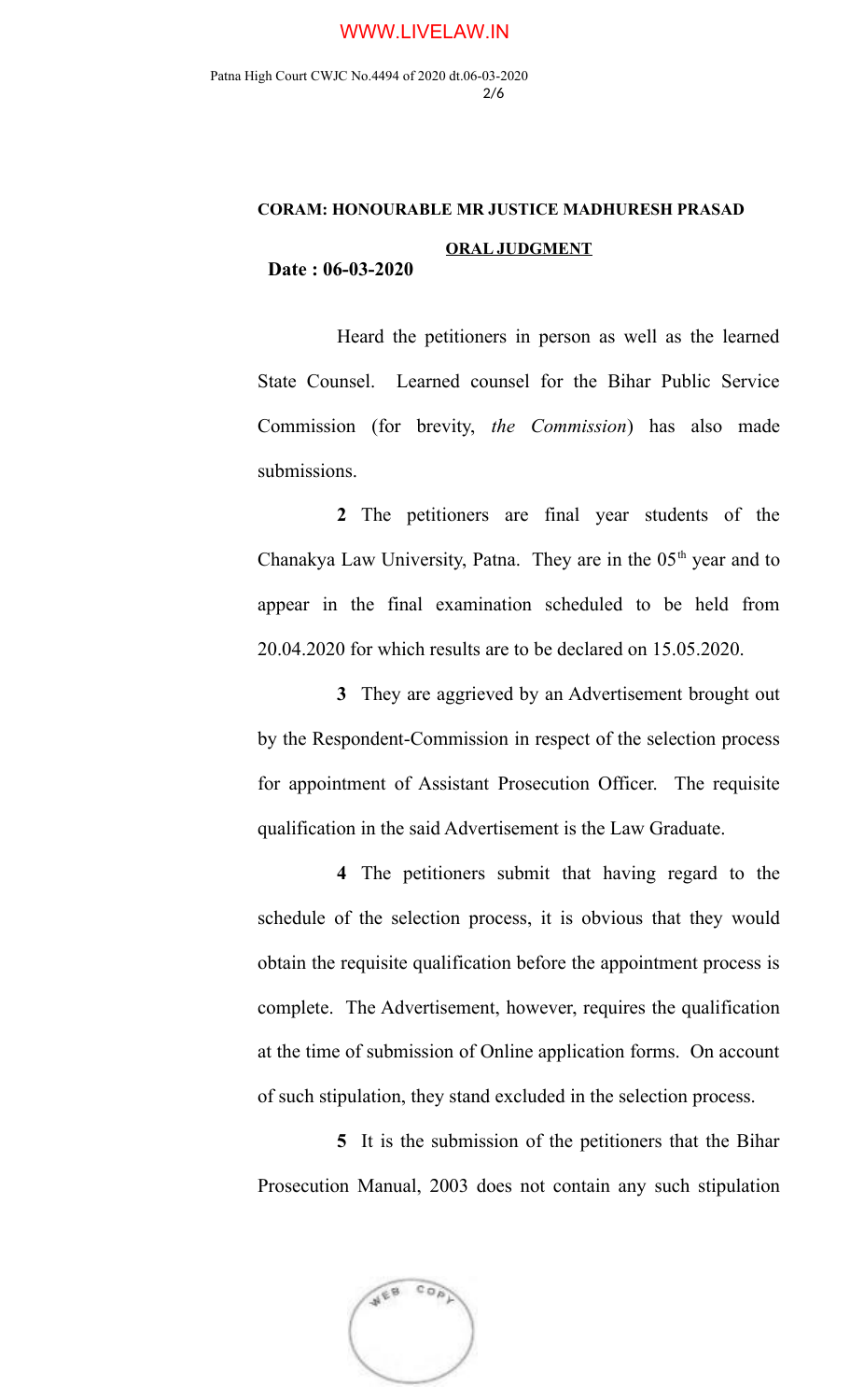**CORAM: HONOURABLE MR JUSTICE MADHURESH PRASAD**

**ORAL JUDGMENT**

**Date : 06-03-2020**

Heard the petitioners in person as well as the learned State Counsel. Learned counsel for the Bihar Public Service Commission (for brevity, *the Commission*) has also made submissions.

**2** The petitioners are final year students of the Chanakya Law University, Patna. They are in the 05th year and to appear in the final examination scheduled to be held from 20.04.2020 for which results are to be declared on 15.05.2020.

**3** They are aggrieved by an Advertisement brought out by the Respondent-Commission in respect of the selection process for appointment of Assistant Prosecution Officer. The requisite qualification in the said Advertisement is the Law Graduate.

**4** The petitioners submit that having regard to the schedule of the selection process, it is obvious that they would obtain the requisite qualification before the appointment process is complete. The Advertisement, however, requires the qualification at the time of submission of Online application forms. On account of such stipulation, they stand excluded in the selection process.

**5** It is the submission of the petitioners that the Bihar Prosecution Manual, 2003 does not contain any such stipulation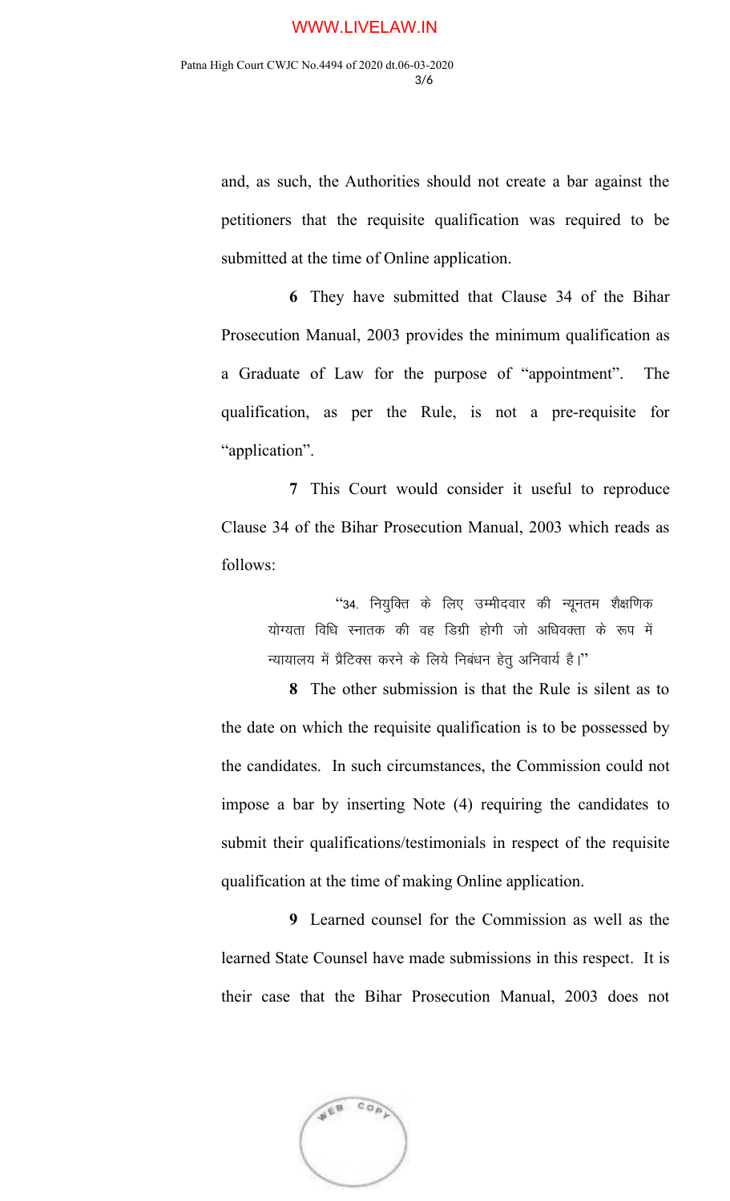and, as such, the Authorities should not create a bar against the petitioners that the requisite qualification was required to be submitted at the time of Online application.

**6** They have submitted that Clause 34 of the Bihar Prosecution Manual, 2003 provides the minimum qualification as a Graduate of Law for the purpose of "appointment". The qualification, as per the Rule, is not a pre-requisite for "application".

**7** This Court would consider it useful to reproduce Clause 34 of the Bihar Prosecution Manual, 2003 which reads as follows:

> "34. नियुक्ति के लिए उम्मीदवार की न्यूनतम शैक्षणिक योग्यता विधि स्नातक की वह डिग्री होगी जो अधिवक्ता के रूप में न्यायालय में प्रैटिक्स करने के लिये निबंधन हेतु अनिवार्य है।"

**8** The other submission is that the Rule is silent as to the date on which the requisite qualification is to be possessed by the candidates. In such circumstances, the Commission could not impose a bar by inserting Note (4) requiring the candidates to submit their qualifications/testimonials in respect of the requisite qualification at the time of making Online application.

**9** Learned counsel for the Commission as well as the learned State Counsel have made submissions in this respect. It is their case that the Bihar Prosecution Manual, 2003 does not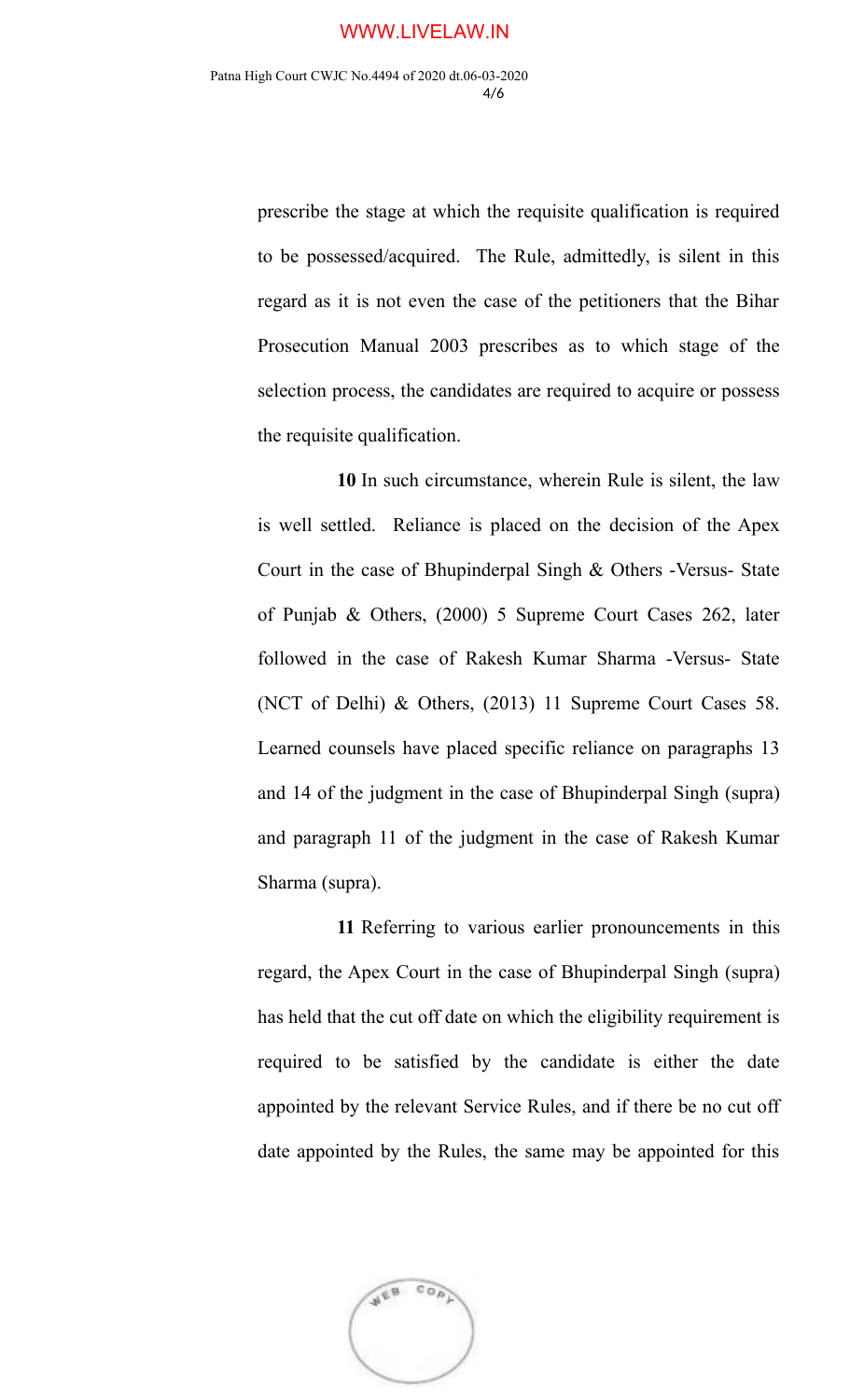prescribe the stage at which the requisite qualification is required to be possessed/acquired. The Rule, admittedly, is silent in this regard as it is not even the case of the petitioners that the Bihar Prosecution Manual 2003 prescribes as to which stage of the selection process, the candidates are required to acquire or possess the requisite qualification.

**10** In such circumstance, wherein Rule is silent, the law is well settled. Reliance is placed on the decision of the Apex Court in the case of Bhupinderpal Singh & Others -Versus- State of Punjab & Others, (2000) 5 Supreme Court Cases 262, later followed in the case of Rakesh Kumar Sharma -Versus- State (NCT of Delhi) & Others, (2013) 11 Supreme Court Cases 58. Learned counsels have placed specific reliance on paragraphs 13 and 14 of the judgment in the case of Bhupinderpal Singh (supra) and paragraph 11 of the judgment in the case of Rakesh Kumar Sharma (supra).

**11** Referring to various earlier pronouncements in this regard, the Apex Court in the case of Bhupinderpal Singh (supra) has held that the cut off date on which the eligibility requirement is required to be satisfied by the candidate is either the date appointed by the relevant Service Rules, and if there be no cut off date appointed by the Rules, the same may be appointed for this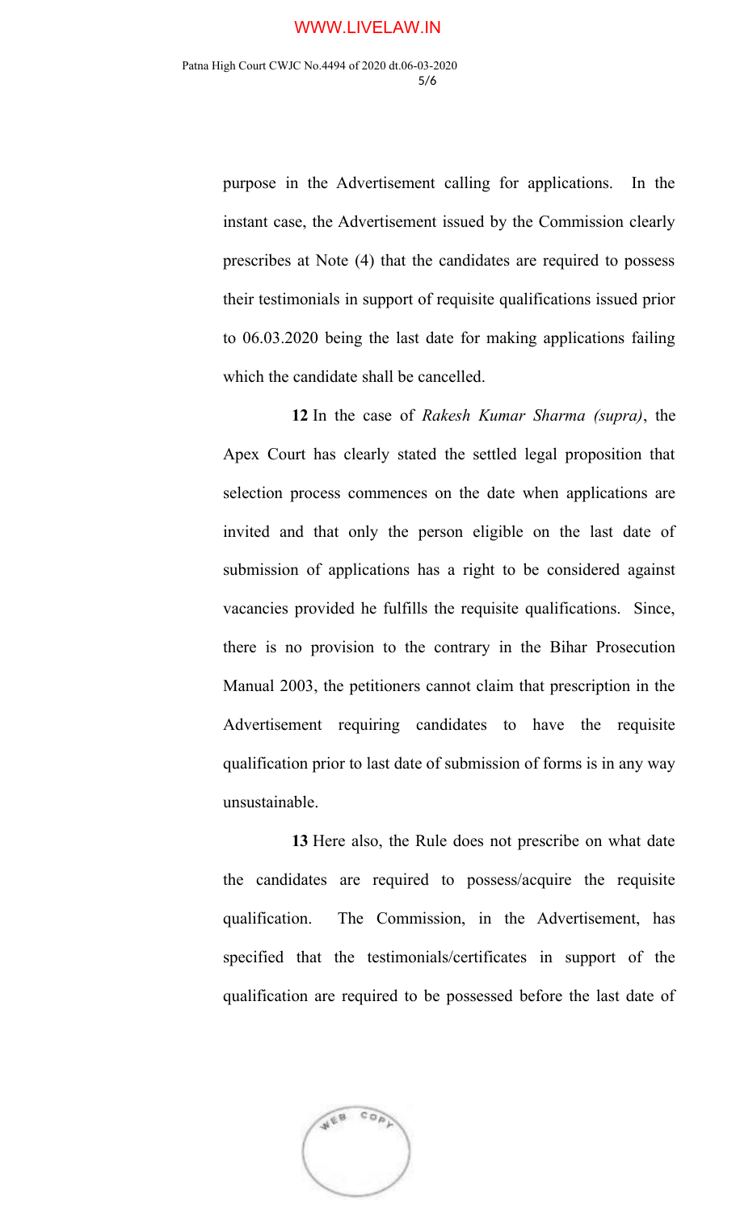purpose in the Advertisement calling for applications. In the instant case, the Advertisement issued by the Commission clearly prescribes at Note (4) that the candidates are required to possess their testimonials in support of requisite qualifications issued prior to 06.03.2020 being the last date for making applications failing which the candidate shall be cancelled.

**12** In the case of *Rakesh Kumar Sharma (supra)*, the Apex Court has clearly stated the settled legal proposition that selection process commences on the date when applications are invited and that only the person eligible on the last date of submission of applications has a right to be considered against vacancies provided he fulfills the requisite qualifications. Since, there is no provision to the contrary in the Bihar Prosecution Manual 2003, the petitioners cannot claim that prescription in the Advertisement requiring candidates to have the requisite qualification prior to last date of submission of forms is in any way unsustainable.

**13** Here also, the Rule does not prescribe on what date the candidates are required to possess/acquire the requisite qualification. The Commission, in the Advertisement, has specified that the testimonials/certificates in support of the qualification are required to be possessed before the last date of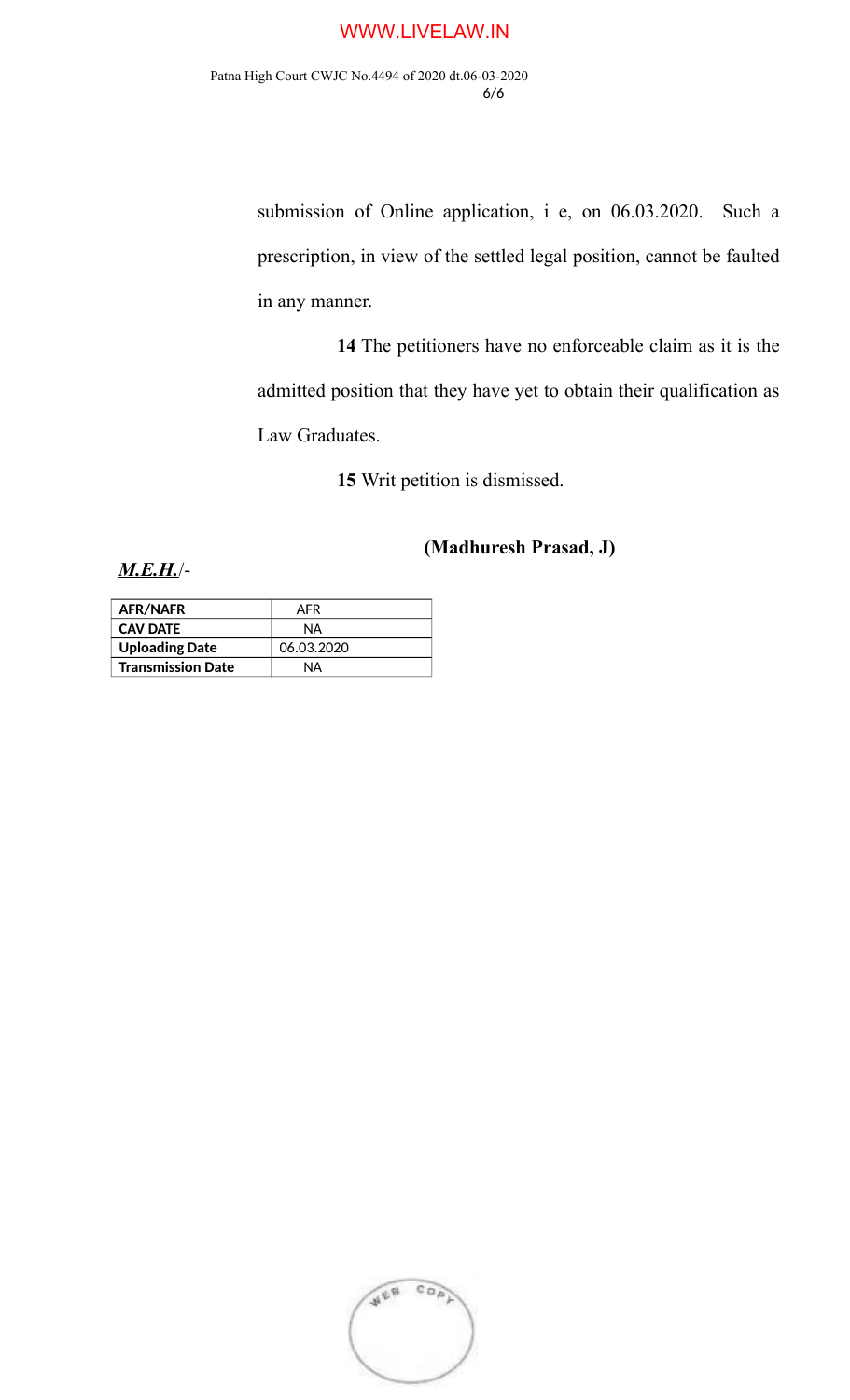submission of Online application, i e, on 06.03.2020. Such a prescription, in view of the settled legal position, cannot be faulted in any manner.

**14** The petitioners have no enforceable claim as it is the admitted position that they have yet to obtain their qualification as Law Graduates.

**15** Writ petition is dismissed.

**(Madhuresh Prasad, J)**

***M.E.H.***/-

| | |
|---|---|
| **AFR/NAFR** | AFR |
| **CAV DATE** | NA |
| **Uploading Date** | 06.03.2020 |
| **Transmission Date** | NA |